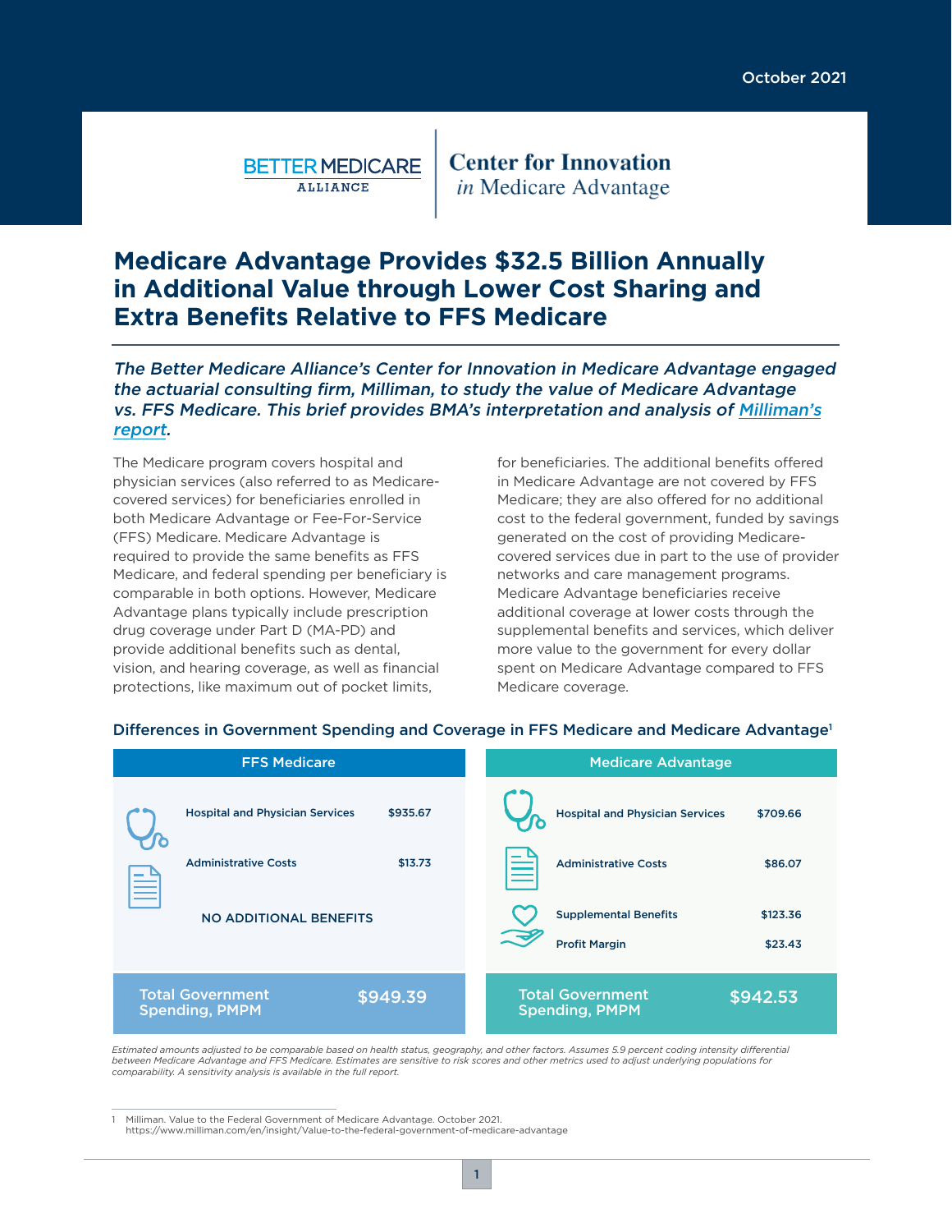October 2021

BETTER MEDICARE ALLIANCE | Center for Innovation *in* Medicare Advantage

# Medicare Advantage Provides $32.5 Billion Annually in Additional Value through Lower Cost Sharing and Extra Benefits Relative to FFS Medicare

***The Better Medicare Alliance's Center for Innovation in Medicare Advantage engaged the actuarial consulting firm, Milliman, to study the value of Medicare Advantage vs. FFS Medicare. This brief provides BMA's interpretation and analysis of [Milliman's report](https://www.milliman.com/en/insight/Value-to-the-federal-government-of-medicare-advantage).***

The Medicare program covers hospital and physician services (also referred to as Medicare-covered services) for beneficiaries enrolled in both Medicare Advantage or Fee-For-Service (FFS) Medicare. Medicare Advantage is required to provide the same benefits as FFS Medicare, and federal spending per beneficiary is comparable in both options. However, Medicare Advantage plans typically include prescription drug coverage under Part D (MA-PD) and provide additional benefits such as dental, vision, and hearing coverage, as well as financial protections, like maximum out of pocket limits, for beneficiaries. The additional benefits offered in Medicare Advantage are not covered by FFS Medicare; they are also offered for no additional cost to the federal government, funded by savings generated on the cost of providing Medicare-covered services due in part to the use of provider networks and care management programs. Medicare Advantage beneficiaries receive additional coverage at lower costs through the supplemental benefits and services, which deliver more value to the government for every dollar spent on Medicare Advantage compared to FFS Medicare coverage.

### Differences in Government Spending and Coverage in FFS Medicare and Medicare Advantage[1]

| FFS Medicare | | Medicare Advantage | |
|---|---|---|---|
| Hospital and Physician Services | $935.67 | Hospital and Physician Services | $709.66 |
| Administrative Costs | $13.73 | Administrative Costs | $86.07 |
| NO ADDITIONAL BENEFITS | | Supplemental Benefits | $123.36 |
| | | Profit Margin | $23.43 |
| **Total Government Spending, PMPM** | **$949.39** | **Total Government Spending, PMPM** | **$942.53** |

*Estimated amounts adjusted to be comparable based on health status, geography, and other factors. Assumes 5.9 percent coding intensity differential between Medicare Advantage and FFS Medicare. Estimates are sensitive to risk scores and other metrics used to adjust underlying populations for comparability. A sensitivity analysis is available in the full report.*

---

1 Milliman. Value to the Federal Government of Medicare Advantage. October 2021. https://www.milliman.com/en/insight/Value-to-the-federal-government-of-medicare-advantage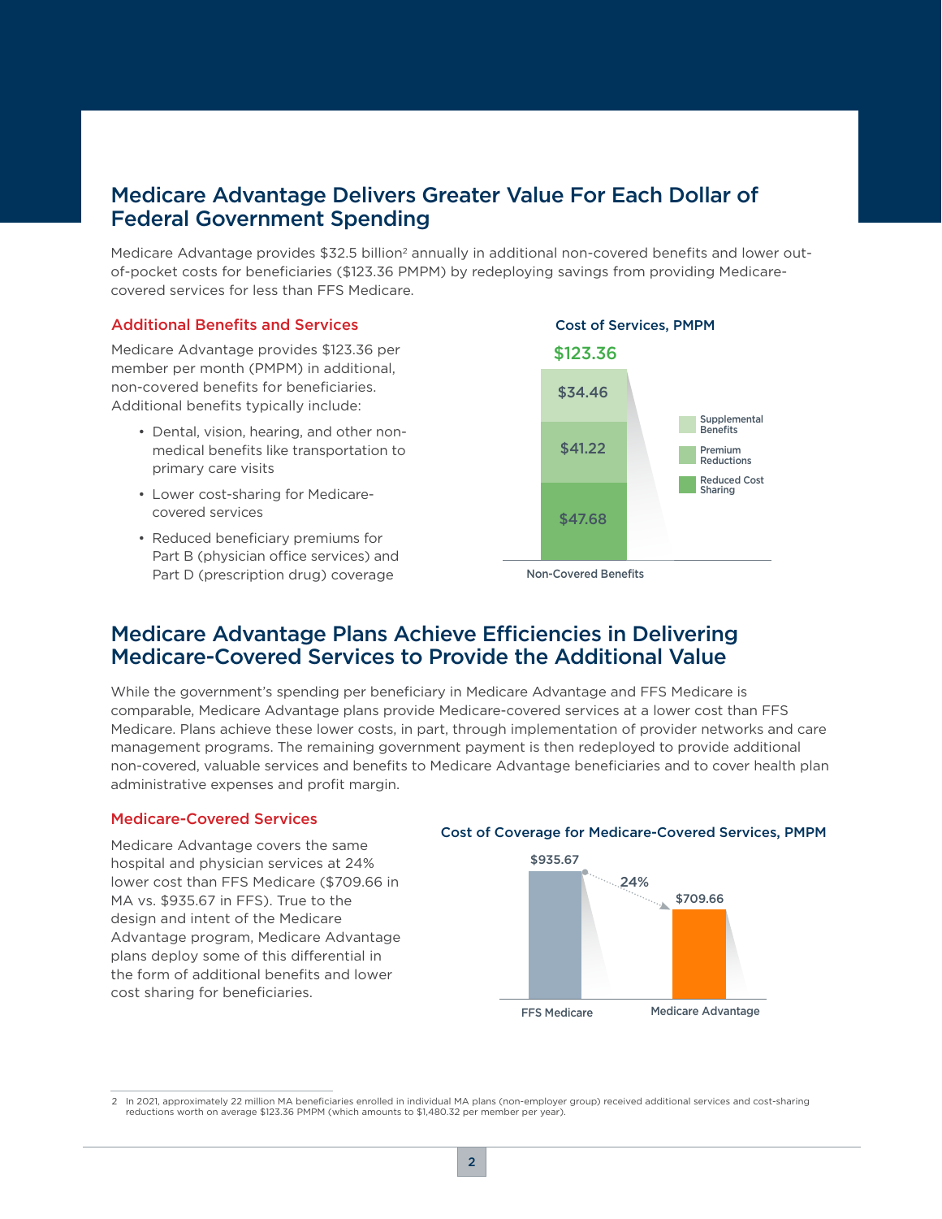## Medicare Advantage Delivers Greater Value For Each Dollar of Federal Government Spending

Medicare Advantage provides $32.5 billion[2] annually in additional non-covered benefits and lower out-of-pocket costs for beneficiaries ($123.36 PMPM) by redeploying savings from providing Medicare-covered services for less than FFS Medicare.

### Additional Benefits and Services

Medicare Advantage provides $123.36 per member per month (PMPM) in additional, non-covered benefits for beneficiaries. Additional benefits typically include:

- Dental, vision, hearing, and other non-medical benefits like transportation to primary care visits
- Lower cost-sharing for Medicare-covered services
- Reduced beneficiary premiums for Part B (physician office services) and Part D (prescription drug) coverage

**Cost of Services, PMPM**

| Non-Covered Benefits | PMPM |
|---|---|
| Supplemental Benefits | $34.46 |
| Premium Reductions | $41.22 |
| Reduced Cost Sharing | $47.68 |
| Total | $123.36 |

## Medicare Advantage Plans Achieve Efficiencies in Delivering Medicare-Covered Services to Provide the Additional Value

While the government's spending per beneficiary in Medicare Advantage and FFS Medicare is comparable, Medicare Advantage plans provide Medicare-covered services at a lower cost than FFS Medicare. Plans achieve these lower costs, in part, through implementation of provider networks and care management programs. The remaining government payment is then redeployed to provide additional non-covered, valuable services and benefits to Medicare Advantage beneficiaries and to cover health plan administrative expenses and profit margin.

### Medicare-Covered Services

Medicare Advantage covers the same hospital and physician services at 24% lower cost than FFS Medicare ($709.66 in MA vs. $935.67 in FFS). True to the design and intent of the Medicare Advantage program, Medicare Advantage plans deploy some of this differential in the form of additional benefits and lower cost sharing for beneficiaries.

**Cost of Coverage for Medicare-Covered Services, PMPM**

| | PMPM |
|---|---|
| FFS Medicare | $935.67 |
| Medicare Advantage | $709.66 |
| Difference | 24% |

2 In 2021, approximately 22 million MA beneficiaries enrolled in individual MA plans (non-employer group) received additional services and cost-sharing reductions worth on average $123.36 PMPM (which amounts to $1,480.32 per member per year).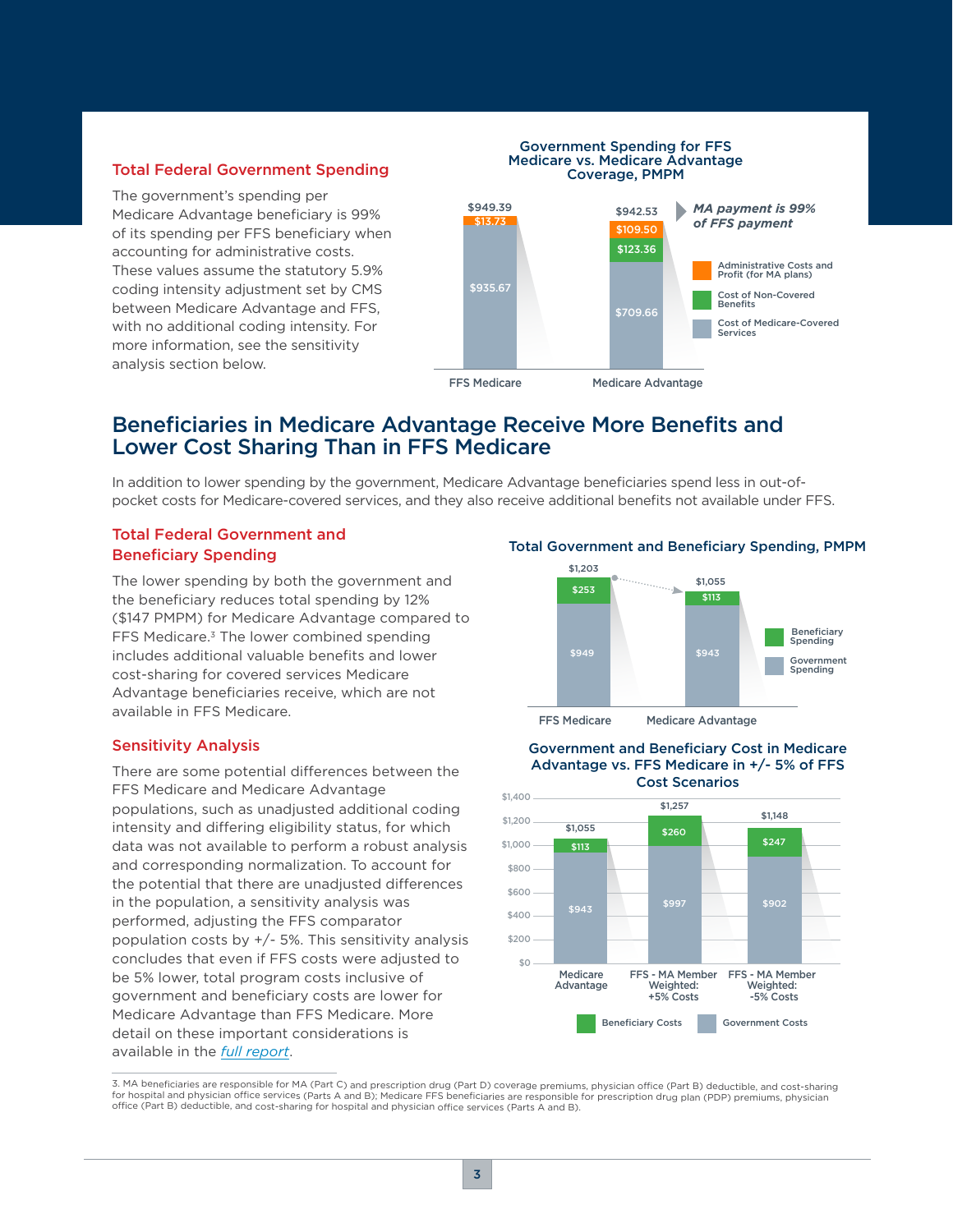### Total Federal Government Spending

The government's spending per Medicare Advantage beneficiary is 99% of its spending per FFS beneficiary when accounting for administrative costs. These values assume the statutory 5.9% coding intensity adjustment set by CMS between Medicare Advantage and FFS, with no additional coding intensity. For more information, see the sensitivity analysis section below.

**Government Spending for FFS Medicare vs. Medicare Advantage Coverage, PMPM**

| | FFS Medicare | Medicare Advantage |
|---|---|---|
| Administrative Costs and Profit (for MA plans) | $13.73 | $109.50 |
| Cost of Non-Covered Benefits | | $123.36 |
| Cost of Medicare-Covered Services | $935.67 | $709.66 |
| Total | $949.39 | $942.53 |

*MA payment is 99% of FFS payment*

## Beneficiaries in Medicare Advantage Receive More Benefits and Lower Cost Sharing Than in FFS Medicare

In addition to lower spending by the government, Medicare Advantage beneficiaries spend less in out-of-pocket costs for Medicare-covered services, and they also receive additional benefits not available under FFS.

### Total Federal Government and Beneficiary Spending

The lower spending by both the government and the beneficiary reduces total spending by 12% ($147 PMPM) for Medicare Advantage compared to FFS Medicare.[3] The lower combined spending includes additional valuable benefits and lower cost-sharing for covered services Medicare Advantage beneficiaries receive, which are not available in FFS Medicare.

**Total Government and Beneficiary Spending, PMPM**

| | FFS Medicare | Medicare Advantage |
|---|---|---|
| Beneficiary Spending | $253 | $113 |
| Government Spending | $949 | $943 |
| Total | $1,203 | $1,055 |

### Sensitivity Analysis

There are some potential differences between the FFS Medicare and Medicare Advantage populations, such as unadjusted additional coding intensity and differing eligibility status, for which data was not available to perform a robust analysis and corresponding normalization. To account for the potential that there are unadjusted differences in the population, a sensitivity analysis was performed, adjusting the FFS comparator population costs by +/- 5%. This sensitivity analysis concludes that even if FFS costs were adjusted to be 5% lower, total program costs inclusive of government and beneficiary costs are lower for Medicare Advantage than FFS Medicare. More detail on these important considerations is available in the *full report*.

**Government and Beneficiary Cost in Medicare Advantage vs. FFS Medicare in +/- 5% of FFS Cost Scenarios**

| | Medicare Advantage | FFS - MA Member Weighted: +5% Costs | FFS - MA Member Weighted: -5% Costs |
|---|---|---|---|
| Beneficiary Costs | $113 | $260 | $247 |
| Government Costs | $943 | $997 | $902 |
| Total | $1,055 | $1,257 | $1,148 |

---

3. MA beneficiaries are responsible for MA (Part C) and prescription drug (Part D) coverage premiums, physician office (Part B) deductible, and cost-sharing for hospital and physician office services (Parts A and B); Medicare FFS beneficiaries are responsible for prescription drug plan (PDP) premiums, physician office (Part B) deductible, and cost-sharing for hospital and physician office services (Parts A and B).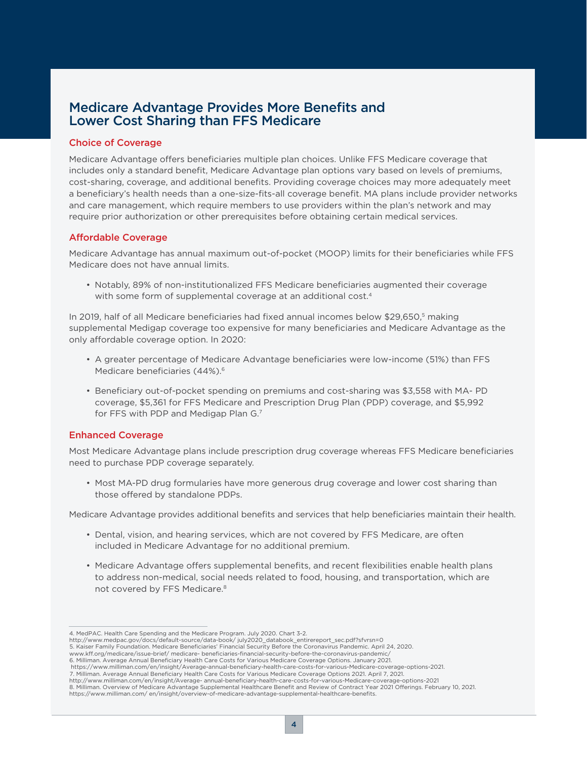## Medicare Advantage Provides More Benefits and Lower Cost Sharing than FFS Medicare

### Choice of Coverage

Medicare Advantage offers beneficiaries multiple plan choices. Unlike FFS Medicare coverage that includes only a standard benefit, Medicare Advantage plan options vary based on levels of premiums, cost-sharing, coverage, and additional benefits. Providing coverage choices may more adequately meet a beneficiary's health needs than a one-size-fits-all coverage benefit. MA plans include provider networks and care management, which require members to use providers within the plan's network and may require prior authorization or other prerequisites before obtaining certain medical services.

### Affordable Coverage

Medicare Advantage has annual maximum out-of-pocket (MOOP) limits for their beneficiaries while FFS Medicare does not have annual limits.

- Notably, 89% of non-institutionalized FFS Medicare beneficiaries augmented their coverage with some form of supplemental coverage at an additional cost.[4]

In 2019, half of all Medicare beneficiaries had fixed annual incomes below $29,650,[5] making supplemental Medigap coverage too expensive for many beneficiaries and Medicare Advantage as the only affordable coverage option. In 2020:

- A greater percentage of Medicare Advantage beneficiaries were low-income (51%) than FFS Medicare beneficiaries (44%).[6]
- Beneficiary out-of-pocket spending on premiums and cost-sharing was $3,558 with MA- PD coverage, $5,361 for FFS Medicare and Prescription Drug Plan (PDP) coverage, and $5,992 for FFS with PDP and Medigap Plan G.[7]

### Enhanced Coverage

Most Medicare Advantage plans include prescription drug coverage whereas FFS Medicare beneficiaries need to purchase PDP coverage separately.

- Most MA-PD drug formularies have more generous drug coverage and lower cost sharing than those offered by standalone PDPs.

Medicare Advantage provides additional benefits and services that help beneficiaries maintain their health.

- Dental, vision, and hearing services, which are not covered by FFS Medicare, are often included in Medicare Advantage for no additional premium.
- Medicare Advantage offers supplemental benefits, and recent flexibilities enable health plans to address non-medical, social needs related to food, housing, and transportation, which are not covered by FFS Medicare.[8]

---

4. MedPAC. Health Care Spending and the Medicare Program. July 2020. Chart 3-2.
http://www.medpac.gov/docs/default-source/data-book/ july2020_databook_entirereport_sec.pdf?sfvrsn=0
5. Kaiser Family Foundation. Medicare Beneficiaries' Financial Security Before the Coronavirus Pandemic. April 24, 2020.
www.kff.org/medicare/issue-brief/ medicare- beneficiaries-financial-security-before-the-coronavirus-pandemic/
6. Milliman. Average Annual Beneficiary Health Care Costs for Various Medicare Coverage Options. January 2021.
https://www.milliman.com/en/insight/Average-annual-beneficiary-health-care-costs-for-various-Medicare-coverage-options-2021.
7. Milliman. Average Annual Beneficiary Health Care Costs for Various Medicare Coverage Options 2021. April 7, 2021.
http://www.milliman.com/en/insight/Average- annual-beneficiary-health-care-costs-for-various-Medicare-coverage-options-2021
8. Milliman. Overview of Medicare Advantage Supplemental Healthcare Benefit and Review of Contract Year 2021 Offerings. February 10, 2021.
https://www.milliman.com/ en/insight/overview-of-medicare-advantage-supplemental-healthcare-benefits.